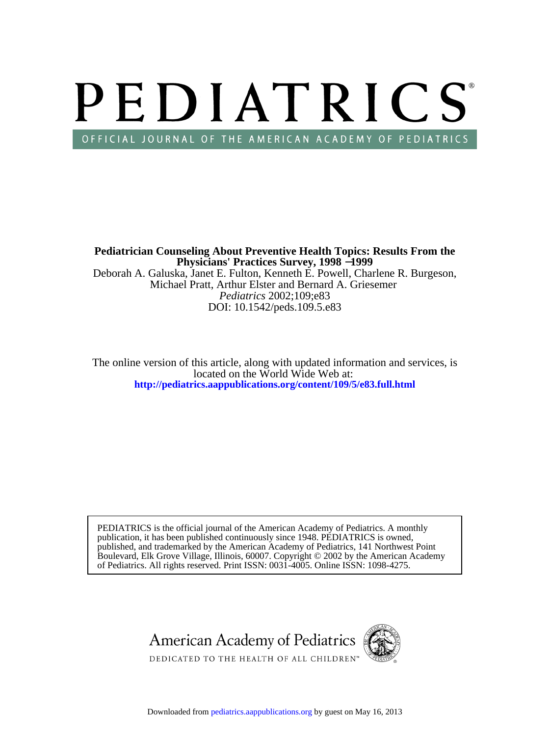# PEDIATRICS®

OFFICIAL JOURNAL OF THE AMERICAN ACADEMY OF PEDIATRICS

**Pediatrician Counseling About Preventive Health Topics: Results From the Physicians' Practices Survey, 1998 –1999**

Deborah A. Galuska, Janet E. Fulton, Kenneth E. Powell, Charlene R. Burgeson, Michael Pratt, Arthur Elster and Bernard A. Griesemer

*Pediatrics* 2002;109;e83

DOI: 10.1542/peds.109.5.e83

The online version of this article, along with updated information and services, is located on the World Wide Web at:

**http://pediatrics.aappublications.org/content/109/5/e83.full.html**

PEDIATRICS is the official journal of the American Academy of Pediatrics. A monthly publication, it has been published continuously since 1948. PEDIATRICS is owned, published, and trademarked by the American Academy of Pediatrics, 141 Northwest Point Boulevard, Elk Grove Village, Illinois, 60007. Copyright © 2002 by the American Academy of Pediatrics. All rights reserved. Print ISSN: 0031-4005. Online ISSN: 1098-4275.

American Academy of Pediatrics

DEDICATED TO THE HEALTH OF ALL CHILDREN™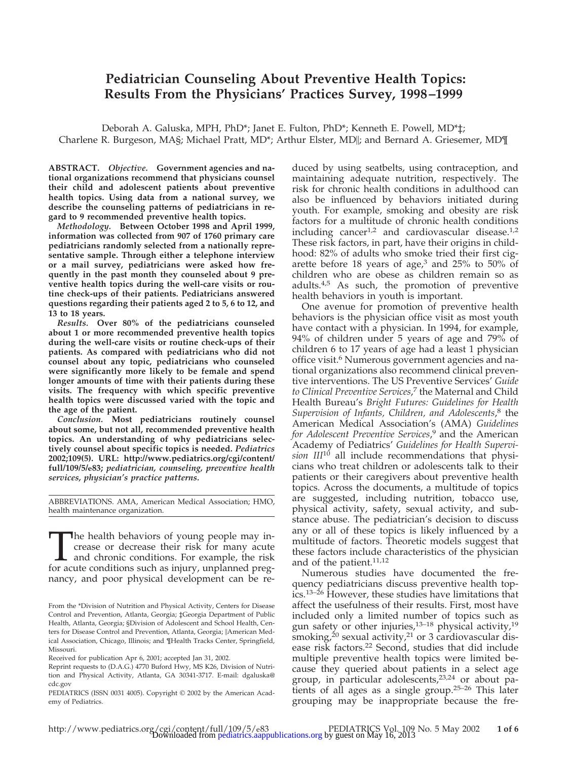# Pediatrician Counseling About Preventive Health Topics: Results From the Physicians' Practices Survey, 1998–1999

Deborah A. Galuska, MPH, PhD*; Janet E. Fulton, PhD*; Kenneth E. Powell, MD*‡; Charlene R. Burgeson, MA§; Michael Pratt, MD*; Arthur Elster, MD‖; and Bernard A. Griesemer, MD¶

**ABSTRACT.** ***Objective.*** **Government agencies and national organizations recommend that physicians counsel their child and adolescent patients about preventive health topics. Using data from a national survey, we describe the counseling patterns of pediatricians in regard to 9 recommended preventive health topics.**

***Methodology.*** **Between October 1998 and April 1999, information was collected from 907 of 1760 primary care pediatricians randomly selected from a nationally representative sample. Through either a telephone interview or a mail survey, pediatricians were asked how frequently in the past month they counseled about 9 preventive health topics during the well-care visits or routine check-ups of their patients. Pediatricians answered questions regarding their patients aged 2 to 5, 6 to 12, and 13 to 18 years.**

***Results.*** **Over 80% of the pediatricians counseled about 1 or more recommended preventive health topics during the well-care visits or routine check-ups of their patients. As compared with pediatricians who did not counsel about any topic, pediatricians who counseled were significantly more likely to be female and spend longer amounts of time with their patients during these visits. The frequency with which specific preventive health topics were discussed varied with the topic and the age of the patient.**

***Conclusion.*** **Most pediatricians routinely counsel about some, but not all, recommended preventive health topics. An understanding of why pediatricians selectively counsel about specific topics is needed.** ***Pediatrics*** **2002;109(5). URL: http://www.pediatrics.org/cgi/content/full/109/5/e83;** ***pediatrician, counseling, preventive health services, physician's practice patterns.***

ABBREVIATIONS. AMA, American Medical Association; HMO, health maintenance organization.

The health behaviors of young people may increase or decrease their risk for many acute and chronic conditions. For example, the risk for acute conditions such as injury, unplanned pregnancy, and poor physical development can be reduced by using seatbelts, using contraception, and maintaining adequate nutrition, respectively. The risk for chronic health conditions in adulthood can also be influenced by behaviors initiated during youth. For example, smoking and obesity are risk factors for a multitude of chronic health conditions including cancer[1,2] and cardiovascular disease.[1,2] These risk factors, in part, have their origins in childhood: 82% of adults who smoke tried their first cigarette before 18 years of age,[3] and 25% to 50% of children who are obese as children remain so as adults.[4,5] As such, the promotion of preventive health behaviors in youth is important.

One avenue for promotion of preventive health behaviors is the physician office visit as most youth have contact with a physician. In 1994, for example, 94% of children under 5 years of age and 79% of children 6 to 17 years of age had a least 1 physician office visit.[6] Numerous government agencies and national organizations also recommend clinical preventive interventions. The US Preventive Services' *Guide to Clinical Preventive Services*,[7] the Maternal and Child Health Bureau's *Bright Futures: Guidelines for Health Supervision of Infants, Children, and Adolescents*,[8] the American Medical Association's (AMA) *Guidelines for Adolescent Preventive Services*,[9] and the American Academy of Pediatrics' *Guidelines for Health Supervision III*[10] all include recommendations that physicians who treat children or adolescents talk to their patients or their caregivers about preventive health topics. Across the documents, a multitude of topics are suggested, including nutrition, tobacco use, physical activity, safety, sexual activity, and substance abuse. The pediatrician's decision to discuss any or all of these topics is likely influenced by a multitude of factors. Theoretic models suggest that these factors include characteristics of the physician and of the patient.[11,12]

Numerous studies have documented the frequency pediatricians discuss preventive health topics.[13–26] However, these studies have limitations that affect the usefulness of their results. First, most have included only a limited number of topics such as gun safety or other injuries,[13–18] physical activity,[19] smoking,[20] sexual activity,[21] or 3 cardiovascular disease risk factors.[22] Second, studies that did include multiple preventive health topics were limited because they queried about patients in a select age group, in particular adolescents,[23,24] or about patients of all ages as a single group.[25–26] This later grouping may be inappropriate because the fre-

From the *Division of Nutrition and Physical Activity, Centers for Disease Control and Prevention, Atlanta, Georgia; ‡Georgia Department of Public Health, Atlanta, Georgia; §Division of Adolescent and School Health, Centers for Disease Control and Prevention, Atlanta, Georgia; ‖American Medical Association, Chicago, Illinois; and ¶Health Tracks Center, Springfield, Missouri.

Received for publication Apr 6, 2001; accepted Jan 31, 2002.

Reprint requests to (D.A.G.) 4770 Buford Hwy, MS K26, Division of Nutrition and Physical Activity, Atlanta, GA 30341-3717. E-mail: dgaluska@cdc.gov

PEDIATRICS (ISSN 0031 4005). Copyright © 2002 by the American Academy of Pediatrics.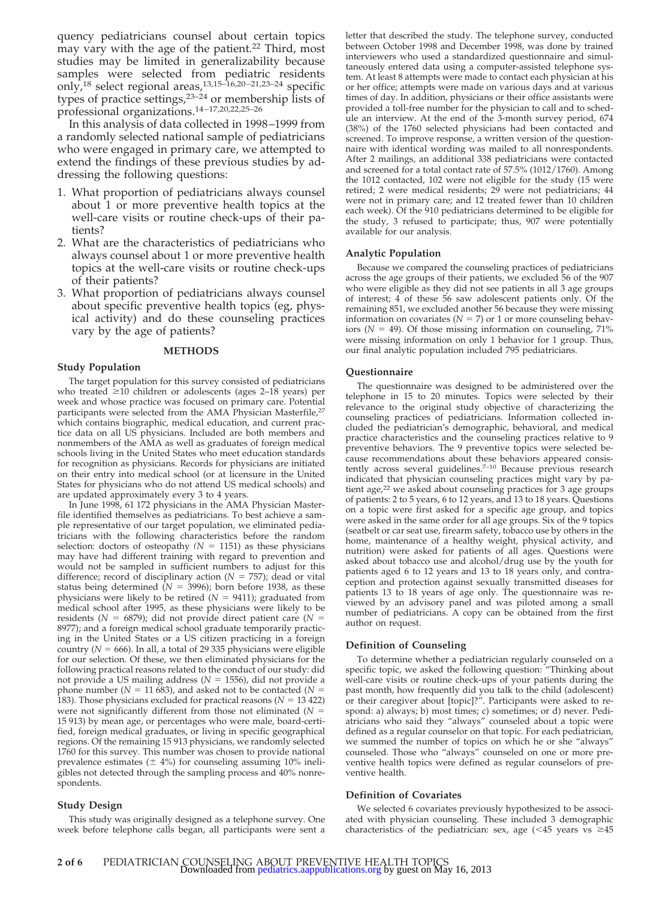quency pediatricians counsel about certain topics may vary with the age of the patient.[22] Third, most studies may be limited in generalizability because samples were selected from pediatric residents only,[18] select regional areas,[13,15–16,20–21,23–24] specific types of practice settings,[23–24] or membership lists of professional organizations.[14–17,20,22,25–26]

In this analysis of data collected in 1998–1999 from a randomly selected national sample of pediatricians who were engaged in primary care, we attempted to extend the findings of these previous studies by addressing the following questions:

1. What proportion of pediatricians always counsel about 1 or more preventive health topics at the well-care visits or routine check-ups of their patients?
2. What are the characteristics of pediatricians who always counsel about 1 or more preventive health topics at the well-care visits or routine check-ups of their patients?
3. What proportion of pediatricians always counsel about specific preventive health topics (eg, physical activity) and do these counseling practices vary by the age of patients?

## METHODS

### Study Population

The target population for this survey consisted of pediatricians who treated ≥10 children or adolescents (ages 2–18 years) per week and whose practice was focused on primary care. Potential participants were selected from the AMA Physician Masterfile,[27] which contains biographic, medical education, and current practice data on all US physicians. Included are both members and nonmembers of the AMA as well as graduates of foreign medical schools living in the United States who meet education standards for recognition as physicians. Records for physicians are initiated on their entry into medical school (or at licensure in the United States for physicians who do not attend US medical schools) and are updated approximately every 3 to 4 years.

In June 1998, 61 172 physicians in the AMA Physician Masterfile identified themselves as pediatricians. To best achieve a sample representative of our target population, we eliminated pediatricians with the following characteristics before the random selection: doctors of osteopathy ($N$ = 1151) as these physicians may have had different training with regard to prevention and would not be sampled in sufficient numbers to adjust for this difference; record of disciplinary action ($N$ = 757); dead or vital status being determined ($N$ = 3996); born before 1938, as these physicians were likely to be retired ($N$ = 9411); graduated from medical school after 1995, as these physicians were likely to be residents ($N$ = 6879); did not provide direct patient care ($N$ = 8977); and a foreign medical school graduate temporarily practicing in the United States or a US citizen practicing in a foreign country ($N$ = 666). In all, a total of 29 335 physicians were eligible for our selection. Of these, we then eliminated physicians for the following practical reasons related to the conduct of our study: did not provide a US mailing address ($N$ = 1556), did not provide a phone number ($N$ = 11 683), and asked not to be contacted ($N$ = 183). Those physicians excluded for practical reasons ($N$ = 13 422) were not significantly different from those not eliminated ($N$ = 15 913) by mean age, or percentages who were male, board-certified, foreign medical graduates, or living in specific geographical regions. Of the remaining 15 913 physicians, we randomly selected 1760 for this survey. This number was chosen to provide national prevalence estimates (± 4%) for counseling assuming 10% ineligibles not detected through the sampling process and 40% nonrespondents.

### Study Design

This study was originally designed as a telephone survey. One week before telephone calls began, all participants were sent a letter that described the study. The telephone survey, conducted between October 1998 and December 1998, was done by trained interviewers who used a standardized questionnaire and simultaneously entered data using a computer-assisted telephone system. At least 8 attempts were made to contact each physician at his or her office; attempts were made on various days and at various times of day. In addition, physicians or their office assistants were provided a toll-free number for the physician to call and to schedule an interview. At the end of the 3-month survey period, 674 (38%) of the 1760 selected physicians had been contacted and screened. To improve response, a written version of the questionnaire with identical wording was mailed to all nonrespondents. After 2 mailings, an additional 338 pediatricians were contacted and screened for a total contact rate of 57.5% (1012/1760). Among the 1012 contacted, 102 were not eligible for the study (15 were retired; 2 were medical residents; 29 were not pediatricians; 44 were not in primary care; and 12 treated fewer than 10 children each week). Of the 910 pediatricians determined to be eligible for the study, 3 refused to participate; thus, 907 were potentially available for our analysis.

### Analytic Population

Because we compared the counseling practices of pediatricians across the age groups of their patients, we excluded 56 of the 907 who were eligible as they did not see patients in all 3 age groups of interest; 4 of these 56 saw adolescent patients only. Of the remaining 851, we excluded another 56 because they were missing information on covariates ($N$ = 7) or 1 or more counseling behaviors ($N$ = 49). Of those missing information on counseling, 71% were missing information on only 1 behavior for 1 group. Thus, our final analytic population included 795 pediatricians.

### Questionnaire

The questionnaire was designed to be administered over the telephone in 15 to 20 minutes. Topics were selected by their relevance to the original study objective of characterizing the counseling practices of pediatricians. Information collected included the pediatrician's demographic, behavioral, and medical practice characteristics and the counseling practices relative to 9 preventive behaviors. The 9 preventive topics were selected because recommendations about these behaviors appeared consistently across several guidelines.[7–10] Because previous research indicated that physician counseling practices might vary by patient age,[22] we asked about counseling practices for 3 age groups of patients: 2 to 5 years, 6 to 12 years, and 13 to 18 years. Questions on a topic were first asked for a specific age group, and topics were asked in the same order for all age groups. Six of the 9 topics (seatbelt or car seat use, firearm safety, tobacco use by others in the home, maintenance of a healthy weight, physical activity, and nutrition) were asked for patients of all ages. Questions were asked about tobacco use and alcohol/drug use by the youth for patients aged 6 to 12 years and 13 to 18 years only, and contraception and protection against sexually transmitted diseases for patients 13 to 18 years of age only. The questionnaire was reviewed by an advisory panel and was piloted among a small number of pediatricians. A copy can be obtained from the first author on request.

### Definition of Counseling

To determine whether a pediatrician regularly counseled on a specific topic, we asked the following question: "Thinking about well-care visits or routine check-ups of your patients during the past month, how frequently did you talk to the child (adolescent) or their caregiver about [topic]?". Participants were asked to respond: a) always; b) most times; c) sometimes; or d) never. Pediatricians who said they "always" counseled about a topic were defined as a regular counselor on that topic. For each pediatrician, we summed the number of topics on which he or she "always" counseled. Those who "always" counseled on one or more preventive health topics were defined as regular counselors of preventive health.

### Definition of Covariates

We selected 6 covariates previously hypothesized to be associated with physician counseling. These included 3 demographic characteristics of the pediatrician: sex, age (<45 years vs ≥45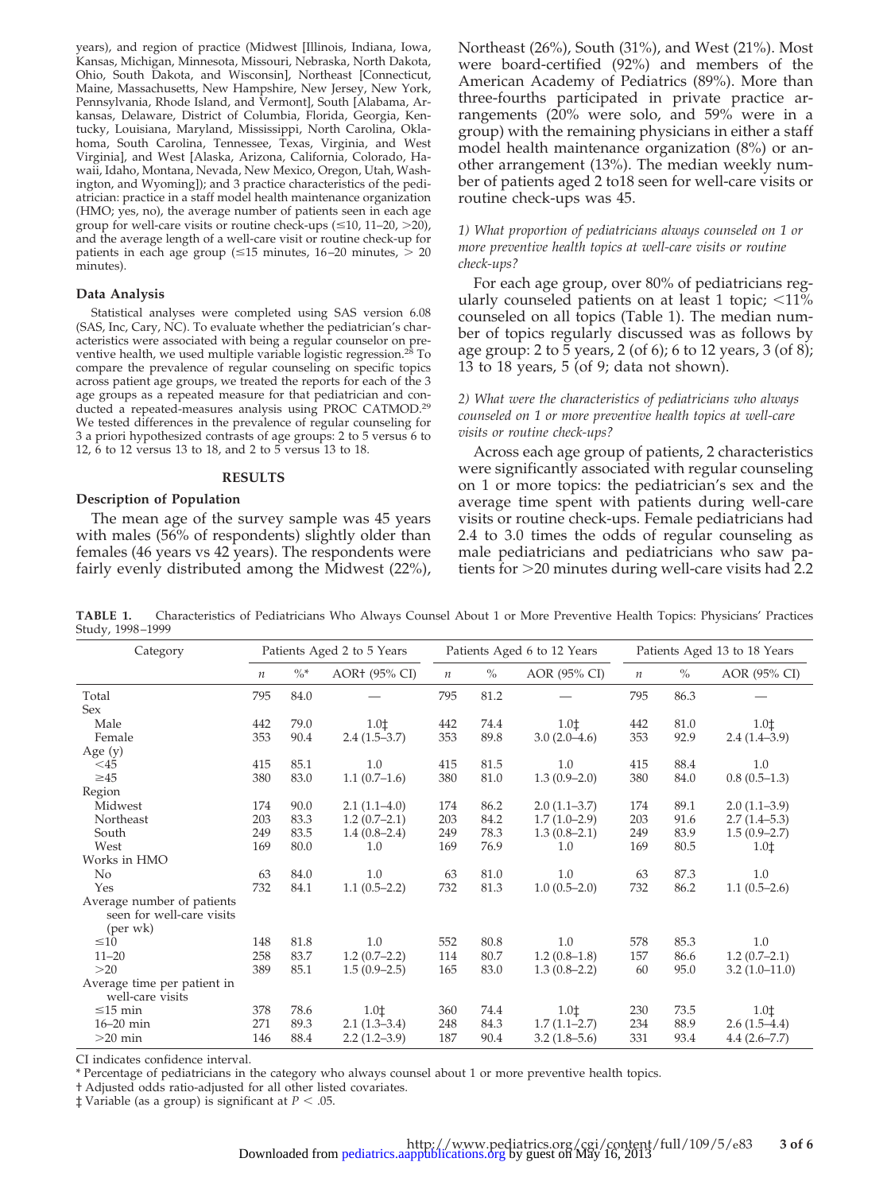years), and region of practice (Midwest [Illinois, Indiana, Iowa, Kansas, Michigan, Minnesota, Missouri, Nebraska, North Dakota, Ohio, South Dakota, and Wisconsin], Northeast [Connecticut, Maine, Massachusetts, New Hampshire, New Jersey, New York, Pennsylvania, Rhode Island, and Vermont], South [Alabama, Arkansas, Delaware, District of Columbia, Florida, Georgia, Kentucky, Louisiana, Maryland, Mississippi, North Carolina, Oklahoma, South Carolina, Tennessee, Texas, Virginia, and West Virginia], and West [Alaska, Arizona, California, Colorado, Hawaii, Idaho, Montana, Nevada, New Mexico, Oregon, Utah, Washington, and Wyoming]); and 3 practice characteristics of the pediatrician: practice in a staff model health maintenance organization (HMO; yes, no), the average number of patients seen in each age group for well-care visits or routine check-ups (≤10, 11–20, >20), and the average length of a well-care visit or routine check-up for patients in each age group (≤15 minutes, 16–20 minutes, > 20 minutes).

### Data Analysis

Statistical analyses were completed using SAS version 6.08 (SAS, Inc, Cary, NC). To evaluate whether the pediatrician's characteristics were associated with being a regular counselor on preventive health, we used multiple variable logistic regression.[28] To compare the prevalence of regular counseling on specific topics across patient age groups, we treated the reports for each of the 3 age groups as a repeated measure for that pediatrician and conducted a repeated-measures analysis using PROC CATMOD.[29] We tested differences in the prevalence of regular counseling for 3 a priori hypothesized contrasts of age groups: 2 to 5 versus 6 to 12, 6 to 12 versus 13 to 18, and 2 to 5 versus 13 to 18.

## RESULTS

### Description of Population

The mean age of the survey sample was 45 years with males (56% of respondents) slightly older than females (46 years vs 42 years). The respondents were fairly evenly distributed among the Midwest (22%), Northeast (26%), South (31%), and West (21%). Most were board-certified (92%) and members of the American Academy of Pediatrics (89%). More than three-fourths participated in private practice arrangements (20% were solo, and 59% were in a group) with the remaining physicians in either a staff model health maintenance organization (8%) or another arrangement (13%). The median weekly number of patients aged 2 to18 seen for well-care visits or routine check-ups was 45.

*1) What proportion of pediatricians always counseled on 1 or more preventive health topics at well-care visits or routine check-ups?*

For each age group, over 80% of pediatricians regularly counseled patients on at least 1 topic; <11% counseled on all topics (Table 1). The median number of topics regularly discussed was as follows by age group: 2 to 5 years, 2 (of 6); 6 to 12 years, 3 (of 8); 13 to 18 years, 5 (of 9; data not shown).

*2) What were the characteristics of pediatricians who always counseled on 1 or more preventive health topics at well-care visits or routine check-ups?*

Across each age group of patients, 2 characteristics were significantly associated with regular counseling on 1 or more topics: the pediatrician's sex and the average time spent with patients during well-care visits or routine check-ups. Female pediatricians had 2.4 to 3.0 times the odds of regular counseling as male pediatricians and pediatricians who saw patients for >20 minutes during well-care visits had 2.2

**TABLE 1.** Characteristics of Pediatricians Who Always Counsel About 1 or More Preventive Health Topics: Physicians' Practices Study, 1998–1999

| Category | Patients Aged 2 to 5 Years | | | Patients Aged 6 to 12 Years | | | Patients Aged 13 to 18 Years | | |
|---|---|---|---|---|---|---|---|---|---|
| | *n* | %* | AOR† (95% CI) | *n* | % | AOR (95% CI) | *n* | % | AOR (95% CI) |
| Total | 795 | 84.0 | — | 795 | 81.2 | — | 795 | 86.3 | — |
| Sex | | | | | | | | | |
| Male | 442 | 79.0 | 1.0‡ | 442 | 74.4 | 1.0‡ | 442 | 81.0 | 1.0‡ |
| Female | 353 | 90.4 | 2.4 (1.5–3.7) | 353 | 89.8 | 3.0 (2.0–4.6) | 353 | 92.9 | 2.4 (1.4–3.9) |
| Age (y) | | | | | | | | | |
| <45 | 415 | 85.1 | 1.0 | 415 | 81.5 | 1.0 | 415 | 88.4 | 1.0 |
| ≥45 | 380 | 83.0 | 1.1 (0.7–1.6) | 380 | 81.0 | 1.3 (0.9–2.0) | 380 | 84.0 | 0.8 (0.5–1.3) |
| Region | | | | | | | | | |
| Midwest | 174 | 90.0 | 2.1 (1.1–4.0) | 174 | 86.2 | 2.0 (1.1–3.7) | 174 | 89.1 | 2.0 (1.1–3.9) |
| Northeast | 203 | 83.3 | 1.2 (0.7–2.1) | 203 | 84.2 | 1.7 (1.0–2.9) | 203 | 91.6 | 2.7 (1.4–5.3) |
| South | 249 | 83.5 | 1.4 (0.8–2.4) | 249 | 78.3 | 1.3 (0.8–2.1) | 249 | 83.9 | 1.5 (0.9–2.7) |
| West | 169 | 80.0 | 1.0 | 169 | 76.9 | 1.0 | 169 | 80.5 | 1.0‡ |
| Works in HMO | | | | | | | | | |
| No | 63 | 84.0 | 1.0 | 63 | 81.0 | 1.0 | 63 | 87.3 | 1.0 |
| Yes | 732 | 84.1 | 1.1 (0.5–2.2) | 732 | 81.3 | 1.0 (0.5–2.0) | 732 | 86.2 | 1.1 (0.5–2.6) |
| Average number of patients seen for well-care visits (per wk) | | | | | | | | | |
| ≤10 | 148 | 81.8 | 1.0 | 552 | 80.8 | 1.0 | 578 | 85.3 | 1.0 |
| 11–20 | 258 | 83.7 | 1.2 (0.7–2.2) | 114 | 80.7 | 1.2 (0.8–1.8) | 157 | 86.6 | 1.2 (0.7–2.1) |
| >20 | 389 | 85.1 | 1.5 (0.9–2.5) | 165 | 83.0 | 1.3 (0.8–2.2) | 60 | 95.0 | 3.2 (1.0–11.0) |
| Average time per patient in well-care visits | | | | | | | | | |
| ≤15 min | 378 | 78.6 | 1.0‡ | 360 | 74.4 | 1.0‡ | 230 | 73.5 | 1.0‡ |
| 16–20 min | 271 | 89.3 | 2.1 (1.3–3.4) | 248 | 84.3 | 1.7 (1.1–2.7) | 234 | 88.9 | 2.6 (1.5–4.4) |
| >20 min | 146 | 88.4 | 2.2 (1.2–3.9) | 187 | 90.4 | 3.2 (1.8–5.6) | 331 | 93.4 | 4.4 (2.6–7.7) |

CI indicates confidence interval.

\* Percentage of pediatricians in the category who always counsel about 1 or more preventive health topics.

† Adjusted odds ratio-adjusted for all other listed covariates.

‡ Variable (as a group) is significant at $P < .05$.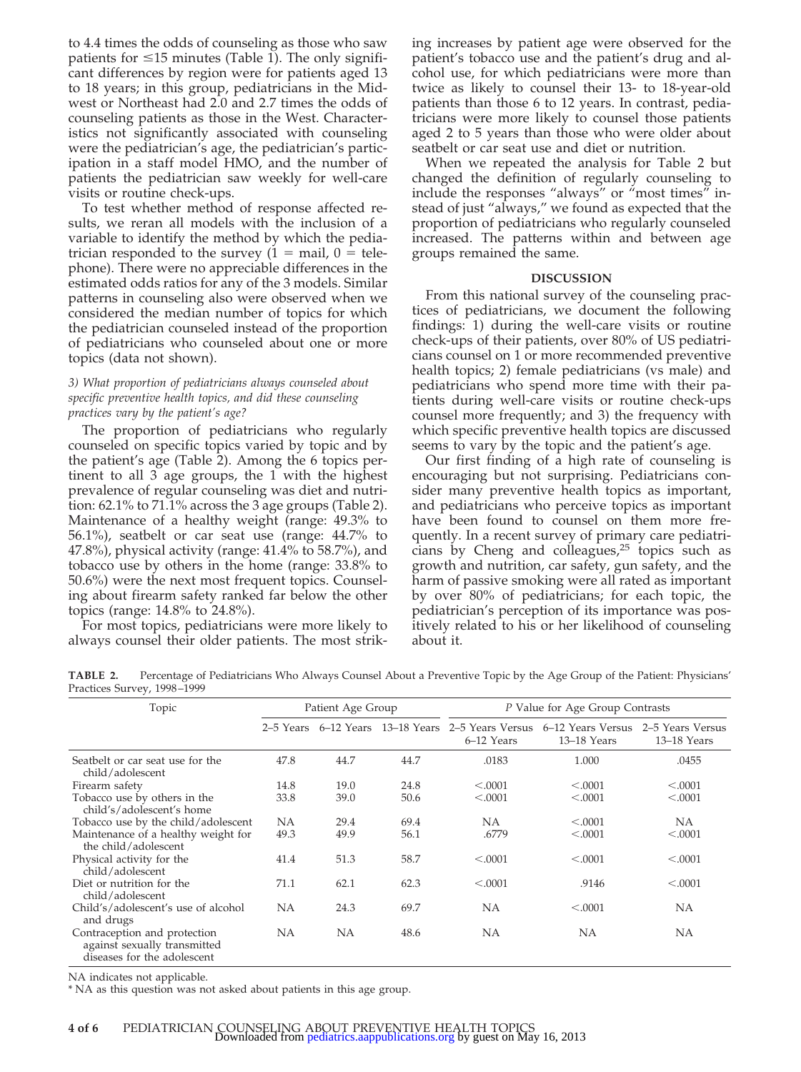to 4.4 times the odds of counseling as those who saw patients for ≤15 minutes (Table 1). The only significant differences by region were for patients aged 13 to 18 years; in this group, pediatricians in the Midwest or Northeast had 2.0 and 2.7 times the odds of counseling patients as those in the West. Characteristics not significantly associated with counseling were the pediatrician's age, the pediatrician's participation in a staff model HMO, and the number of patients the pediatrician saw weekly for well-care visits or routine check-ups.

To test whether method of response affected results, we reran all models with the inclusion of a variable to identify the method by which the pediatrician responded to the survey (1 = mail, 0 = telephone). There were no appreciable differences in the estimated odds ratios for any of the 3 models. Similar patterns in counseling also were observed when we considered the median number of topics for which the pediatrician counseled instead of the proportion of pediatricians who counseled about one or more topics (data not shown).

*3) What proportion of pediatricians always counseled about specific preventive health topics, and did these counseling practices vary by the patient's age?*

The proportion of pediatricians who regularly counseled on specific topics varied by topic and by the patient's age (Table 2). Among the 6 topics pertinent to all 3 age groups, the 1 with the highest prevalence of regular counseling was diet and nutrition: 62.1% to 71.1% across the 3 age groups (Table 2). Maintenance of a healthy weight (range: 49.3% to 56.1%), seatbelt or car seat use (range: 44.7% to 47.8%), physical activity (range: 41.4% to 58.7%), and tobacco use by others in the home (range: 33.8% to 50.6%) were the next most frequent topics. Counseling about firearm safety ranked far below the other topics (range: 14.8% to 24.8%).

For most topics, pediatricians were more likely to always counsel their older patients. The most striking increases by patient age were observed for the patient's tobacco use and the patient's drug and alcohol use, for which pediatricians were more than twice as likely to counsel their 13- to 18-year-old patients than those 6 to 12 years. In contrast, pediatricians were more likely to counsel those patients aged 2 to 5 years than those who were older about seatbelt or car seat use and diet or nutrition.

When we repeated the analysis for Table 2 but changed the definition of regularly counseling to include the responses "always" or "most times" instead of just "always," we found as expected that the proportion of pediatricians who regularly counseled increased. The patterns within and between age groups remained the same.

## DISCUSSION

From this national survey of the counseling practices of pediatricians, we document the following findings: 1) during the well-care visits or routine check-ups of their patients, over 80% of US pediatricians counsel on 1 or more recommended preventive health topics; 2) female pediatricians (vs male) and pediatricians who spend more time with their patients during well-care visits or routine check-ups counsel more frequently; and 3) the frequency with which specific preventive health topics are discussed seems to vary by the topic and the patient's age.

Our first finding of a high rate of counseling is encouraging but not surprising. Pediatricians consider many preventive health topics as important, and pediatricians who perceive topics as important have been found to counsel on them more frequently. In a recent survey of primary care pediatricians by Cheng and colleagues,[25] topics such as growth and nutrition, car safety, gun safety, and the harm of passive smoking were all rated as important by over 80% of pediatricians; for each topic, the pediatrician's perception of its importance was positively related to his or her likelihood of counseling about it.

**TABLE 2.** Percentage of Pediatricians Who Always Counsel About a Preventive Topic by the Age Group of the Patient: Physicians' Practices Survey, 1998–1999

| Topic | Patient Age Group | | | *P* Value for Age Group Contrasts | | |
|---|---|---|---|---|---|---|
| | 2–5 Years | 6–12 Years | 13–18 Years | 2–5 Years Versus 6–12 Years | 6–12 Years Versus 13–18 Years | 2–5 Years Versus 13–18 Years |
| Seatbelt or car seat use for the child/adolescent | 47.8 | 44.7 | 44.7 | .0183 | 1.000 | .0455 |
| Firearm safety | 14.8 | 19.0 | 24.8 | <.0001 | <.0001 | <.0001 |
| Tobacco use by others in the child's/adolescent's home | 33.8 | 39.0 | 50.6 | <.0001 | <.0001 | <.0001 |
| Tobacco use by the child/adolescent | NA | 29.4 | 69.4 | NA | <.0001 | NA |
| Maintenance of a healthy weight for the child/adolescent | 49.3 | 49.9 | 56.1 | .6779 | <.0001 | <.0001 |
| Physical activity for the child/adolescent | 41.4 | 51.3 | 58.7 | <.0001 | <.0001 | <.0001 |
| Diet or nutrition for the child/adolescent | 71.1 | 62.1 | 62.3 | <.0001 | .9146 | <.0001 |
| Child's/adolescent's use of alcohol and drugs | NA | 24.3 | 69.7 | NA | <.0001 | NA |
| Contraception and protection against sexually transmitted diseases for the adolescent | NA | NA | 48.6 | NA | NA | NA |

NA indicates not applicable.

* NA as this question was not asked about patients in this age group.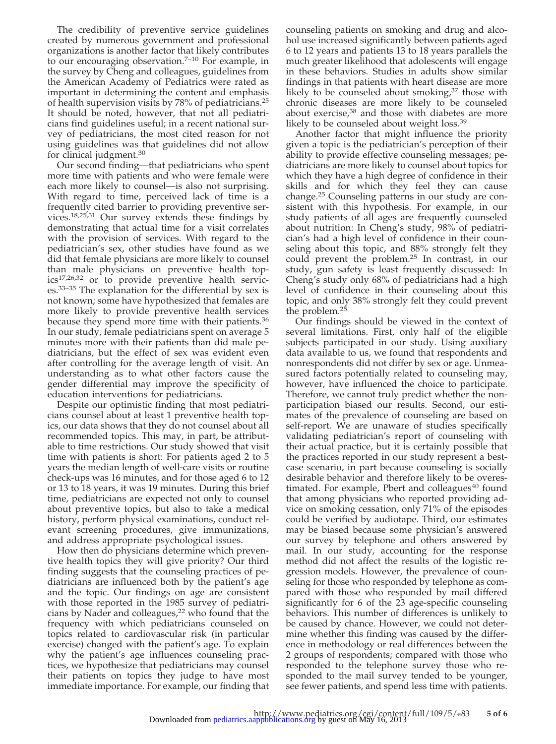The credibility of preventive service guidelines created by numerous government and professional organizations is another factor that likely contributes to our encouraging observation.[7–10] For example, in the survey by Cheng and colleagues, guidelines from the American Academy of Pediatrics were rated as important in determining the content and emphasis of health supervision visits by 78% of pediatricians.[25] It should be noted, however, that not all pediatricians find guidelines useful; in a recent national survey of pediatricians, the most cited reason for not using guidelines was that guidelines did not allow for clinical judgment.[30]

Our second finding—that pediatricians who spent more time with patients and who were female were each more likely to counsel—is also not surprising. With regard to time, perceived lack of time is a frequently cited barrier to providing preventive services.[18,25,31] Our survey extends these findings by demonstrating that actual time for a visit correlates with the provision of services. With regard to the pediatrician's sex, other studies have found as we did that female physicians are more likely to counsel than male physicians on preventive health topics[17,26,32] or to provide preventive health services.[33–35] The explanation for the differential by sex is not known; some have hypothesized that females are more likely to provide preventive health services because they spend more time with their patients.[36] In our study, female pediatricians spent on average 5 minutes more with their patients than did male pediatricians, but the effect of sex was evident even after controlling for the average length of visit. An understanding as to what other factors cause the gender differential may improve the specificity of education interventions for pediatricians.

Despite our optimistic finding that most pediatricians counsel about at least 1 preventive health topics, our data shows that they do not counsel about all recommended topics. This may, in part, be attributable to time restrictions. Our study showed that visit time with patients is short: For patients aged 2 to 5 years the median length of well-care visits or routine check-ups was 16 minutes, and for those aged 6 to 12 or 13 to 18 years, it was 19 minutes. During this brief time, pediatricians are expected not only to counsel about preventive topics, but also to take a medical history, perform physical examinations, conduct relevant screening procedures, give immunizations, and address appropriate psychological issues.

How then do physicians determine which preventive health topics they will give priority? Our third finding suggests that the counseling practices of pediatricians are influenced both by the patient's age and the topic. Our findings on age are consistent with those reported in the 1985 survey of pediatricians by Nader and colleagues,[22] who found that the frequency with which pediatricians counseled on topics related to cardiovascular risk (in particular exercise) changed with the patient's age. To explain why the patient's age influences counseling practices, we hypothesize that pediatricians may counsel their patients on topics they judge to have most immediate importance. For example, our finding that counseling patients on smoking and drug and alcohol use increased significantly between patients aged 6 to 12 years and patients 13 to 18 years parallels the much greater likelihood that adolescents will engage in these behaviors. Studies in adults show similar findings in that patients with heart disease are more likely to be counseled about smoking,[37] those with chronic diseases are more likely to be counseled about exercise,[38] and those with diabetes are more likely to be counseled about weight loss.[39]

Another factor that might influence the priority given a topic is the pediatrician's perception of their ability to provide effective counseling messages; pediatricians are more likely to counsel about topics for which they have a high degree of confidence in their skills and for which they feel they can cause change.[25] Counseling patterns in our study are consistent with this hypothesis. For example, in our study patients of all ages are frequently counseled about nutrition: In Cheng's study, 98% of pediatrician's had a high level of confidence in their counseling about this topic, and 88% strongly felt they could prevent the problem.[25] In contrast, in our study, gun safety is least frequently discussed: In Cheng's study only 68% of pediatricians had a high level of confidence in their counseling about this topic, and only 38% strongly felt they could prevent the problem.[25]

Our findings should be viewed in the context of several limitations. First, only half of the eligible subjects participated in our study. Using auxiliary data available to us, we found that respondents and nonrespondents did not differ by sex or age. Unmeasured factors potentially related to counseling may, however, have influenced the choice to participate. Therefore, we cannot truly predict whether the nonparticipation biased our results. Second, our estimates of the prevalence of counseling are based on self-report. We are unaware of studies specifically validating pediatrician's report of counseling with their actual practice, but it is certainly possible that the practices reported in our study represent a best-case scenario, in part because counseling is socially desirable behavior and therefore likely to be overestimated. For example, Pbert and colleagues[40] found that among physicians who reported providing advice on smoking cessation, only 71% of the episodes could be verified by audiotape. Third, our estimates may be biased because some physician's answered our survey by telephone and others answered by mail. In our study, accounting for the response method did not affect the results of the logistic regression models. However, the prevalence of counseling for those who responded by telephone as compared with those who responded by mail differed significantly for 6 of the 23 age-specific counseling behaviors. This number of differences is unlikely to be caused by chance. However, we could not determine whether this finding was caused by the difference in methodology or real differences between the 2 groups of respondents; compared with those who responded to the telephone survey those who responded to the mail survey tended to be younger, see fewer patients, and spend less time with patients.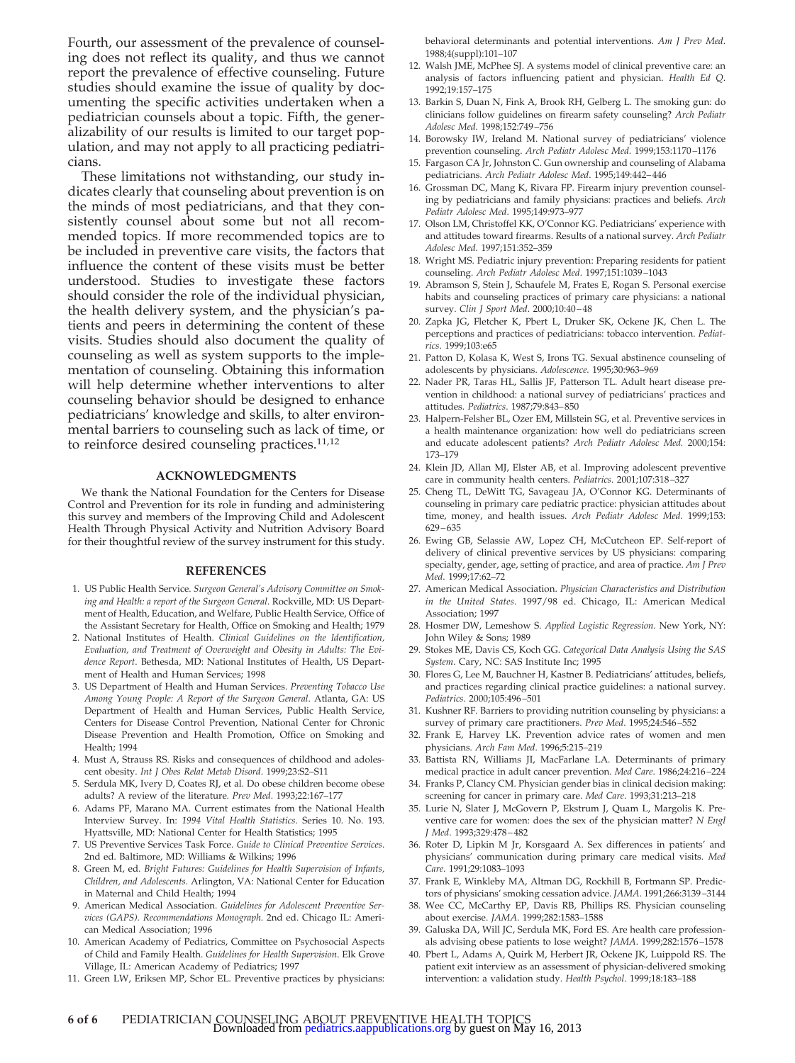Fourth, our assessment of the prevalence of counseling does not reflect its quality, and thus we cannot report the prevalence of effective counseling. Future studies should examine the issue of quality by documenting the specific activities undertaken when a pediatrician counsels about a topic. Fifth, the generalizability of our results is limited to our target population, and may not apply to all practicing pediatricians.

These limitations not withstanding, our study indicates clearly that counseling about prevention is on the minds of most pediatricians, and that they consistently counsel about some but not all recommended topics. If more recommended topics are to be included in preventive care visits, the factors that influence the content of these visits must be better understood. Studies to investigate these factors should consider the role of the individual physician, the health delivery system, and the physician's patients and peers in determining the content of these visits. Studies should also document the quality of counseling as well as system supports to the implementation of counseling. Obtaining this information will help determine whether interventions to alter counseling behavior should be designed to enhance pediatricians' knowledge and skills, to alter environmental barriers to counseling such as lack of time, or to reinforce desired counseling practices.[11,12]

## ACKNOWLEDGMENTS

We thank the National Foundation for the Centers for Disease Control and Prevention for its role in funding and administering this survey and members of the Improving Child and Adolescent Health Through Physical Activity and Nutrition Advisory Board for their thoughtful review of the survey instrument for this study.

## REFERENCES

1. US Public Health Service. *Surgeon General's Advisory Committee on Smoking and Health: a report of the Surgeon General*. Rockville, MD: US Department of Health, Education, and Welfare, Public Health Service, Office of the Assistant Secretary for Health, Office on Smoking and Health; 1979
2. National Institutes of Health. *Clinical Guidelines on the Identification, Evaluation, and Treatment of Overweight and Obesity in Adults: The Evidence Report*. Bethesda, MD: National Institutes of Health, US Department of Health and Human Services; 1998
3. US Department of Health and Human Services. *Preventing Tobacco Use Among Young People: A Report of the Surgeon General*. Atlanta, GA: US Department of Health and Human Services, Public Health Service, Centers for Disease Control Prevention, National Center for Chronic Disease Prevention and Health Promotion, Office on Smoking and Health; 1994
4. Must A, Strauss RS. Risks and consequences of childhood and adolescent obesity. *Int J Obes Relat Metab Disord*. 1999;23:S2–S11
5. Serdula MK, Ivery D, Coates RJ, et al. Do obese children become obese adults? A review of the literature. *Prev Med*. 1993;22:167–177
6. Adams PF, Marano MA. Current estimates from the National Health Interview Survey. In: *1994 Vital Health Statistics*. Series 10. No. 193. Hyattsville, MD: National Center for Health Statistics; 1995
7. US Preventive Services Task Force. *Guide to Clinical Preventive Services*. 2nd ed. Baltimore, MD: Williams & Wilkins; 1996
8. Green M, ed. *Bright Futures: Guidelines for Health Supervision of Infants, Children, and Adolescents*. Arlington, VA: National Center for Education in Maternal and Child Health; 1994
9. American Medical Association. *Guidelines for Adolescent Preventive Services (GAPS). Recommendations Monograph*. 2nd ed. Chicago IL: American Medical Association; 1996
10. American Academy of Pediatrics, Committee on Psychosocial Aspects of Child and Family Health. *Guidelines for Health Supervision*. Elk Grove Village, IL: American Academy of Pediatrics; 1997
11. Green LW, Eriksen MP, Schor EL. Preventive practices by physicians: behavioral determinants and potential interventions. *Am J Prev Med*. 1988;4(suppl):101–107
12. Walsh JME, McPhee SJ. A systems model of clinical preventive care: an analysis of factors influencing patient and physician. *Health Ed Q*. 1992;19:157–175
13. Barkin S, Duan N, Fink A, Brook RH, Gelberg L. The smoking gun: do clinicians follow guidelines on firearm safety counseling? *Arch Pediatr Adolesc Med*. 1998;152:749–756
14. Borowsky IW, Ireland M. National survey of pediatricians' violence prevention counseling. *Arch Pediatr Adolesc Med*. 1999;153:1170–1176
15. Fargason CA Jr, Johnston C. Gun ownership and counseling of Alabama pediatricians. *Arch Pediatr Adolesc Med*. 1995;149:442–446
16. Grossman DC, Mang K, Rivara FP. Firearm injury prevention counseling by pediatricians and family physicians: practices and beliefs. *Arch Pediatr Adolesc Med*. 1995;149:973–977
17. Olson LM, Christoffel KK, O'Connor KG. Pediatricians' experience with and attitudes toward firearms. Results of a national survey. *Arch Pediatr Adolesc Med*. 1997;151:352–359
18. Wright MS. Pediatric injury prevention: Preparing residents for patient counseling. *Arch Pediatr Adolesc Med*. 1997;151:1039–1043
19. Abramson S, Stein J, Schaufele M, Frates E, Rogan S. Personal exercise habits and counseling practices of primary care physicians: a national survey. *Clin J Sport Med*. 2000;10:40–48
20. Zapka JG, Fletcher K, Pbert L, Druker SK, Ockene JK, Chen L. The perceptions and practices of pediatricians: tobacco intervention. *Pediatrics*. 1999;103:e65
21. Patton D, Kolasa K, West S, Irons TG. Sexual abstinence counseling of adolescents by physicians. *Adolescence*. 1995;30:963–969
22. Nader PR, Taras HL, Sallis JF, Patterson TL. Adult heart disease prevention in childhood: a national survey of pediatricians' practices and attitudes. *Pediatrics*. 1987;79:843–850
23. Halpern-Felsher BL, Ozer EM, Millstein SG, et al. Preventive services in a health maintenance organization: how well do pediatricians screen and educate adolescent patients? *Arch Pediatr Adolesc Med*. 2000;154:173–179
24. Klein JD, Allan MJ, Elster AB, et al. Improving adolescent preventive care in community health centers. *Pediatrics*. 2001;107:318–327
25. Cheng TL, DeWitt TG, Savageau JA, O'Connor KG. Determinants of counseling in primary care pediatric practice: physician attitudes about time, money, and health issues. *Arch Pediatr Adolesc Med*. 1999;153:629–635
26. Ewing GB, Selassie AW, Lopez CH, McCutcheon EP. Self-report of delivery of clinical preventive services by US physicians: comparing specialty, gender, age, setting of practice, and area of practice. *Am J Prev Med*. 1999;17:62–72
27. American Medical Association. *Physician Characteristics and Distribution in the United States*. 1997/98 ed. Chicago, IL: American Medical Association; 1997
28. Hosmer DW, Lemeshow S. *Applied Logistic Regression*. New York, NY: John Wiley & Sons; 1989
29. Stokes ME, Davis CS, Koch GG. *Categorical Data Analysis Using the SAS System*. Cary, NC: SAS Institute Inc; 1995
30. Flores G, Lee M, Bauchner H, Kastner B. Pediatricians' attitudes, beliefs, and practices regarding clinical practice guidelines: a national survey. *Pediatrics*. 2000;105:496–501
31. Kushner RF. Barriers to providing nutrition counseling by physicians: a survey of primary care practitioners. *Prev Med*. 1995;24:546–552
32. Frank E, Harvey LK. Prevention advice rates of women and men physicians. *Arch Fam Med*. 1996;5:215–219
33. Battista RN, Williams JI, MacFarlane LA. Determinants of primary medical practice in adult cancer prevention. *Med Care*. 1986;24:216–224
34. Franks P, Clancy CM. Physician gender bias in clinical decision making: screening for cancer in primary care. *Med Care*. 1993;31:213–218
35. Lurie N, Slater J, McGovern P, Ekstrum J, Quam L, Margolis K. Preventive care for women: does the sex of the physician matter? *N Engl J Med*. 1993;329:478–482
36. Roter D, Lipkin M Jr, Korsgaard A. Sex differences in patients' and physicians' communication during primary care medical visits. *Med Care*. 1991;29:1083–1093
37. Frank E, Winkleby MA, Altman DG, Rockhill B, Fortmann SP. Predictors of physicians' smoking cessation advice. *JAMA*. 1991;266:3139–3144
38. Wee CC, McCarthy EP, Davis RB, Phillips RS. Physician counseling about exercise. *JAMA*. 1999;282:1583–1588
39. Galuska DA, Will JC, Serdula MK, Ford ES. Are health care professionals advising obese patients to lose weight? *JAMA*. 1999;282:1576–1578
40. Pbert L, Adams A, Quirk M, Herbert JR, Ockene JK, Luippold RS. The patient exit interview as an assessment of physician-delivered smoking intervention: a validation study. *Health Psychol*. 1999;18:183–188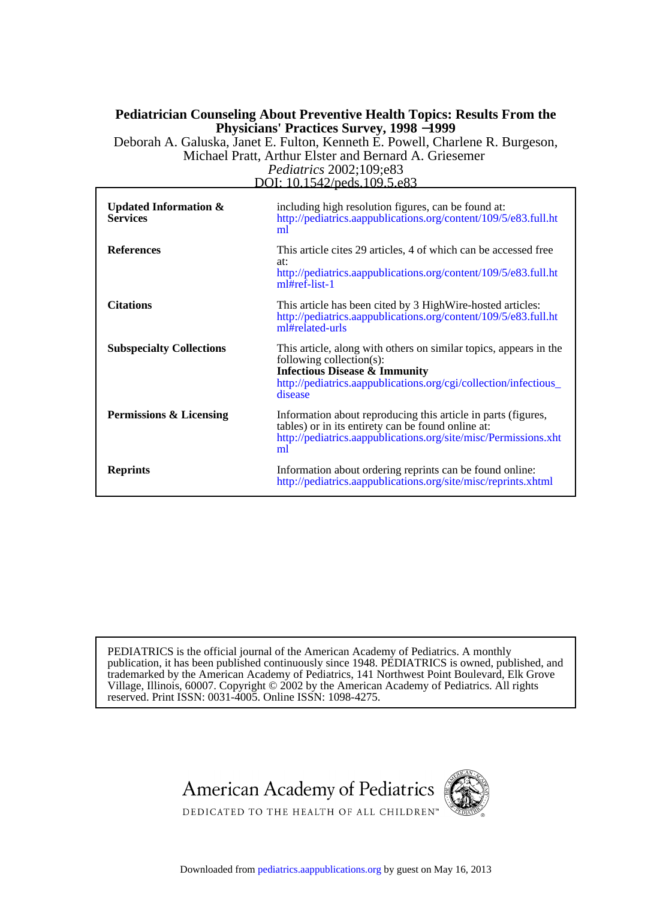**Pediatrician Counseling About Preventive Health Topics: Results From the Physicians' Practices Survey, 1998–1999**

Deborah A. Galuska, Janet E. Fulton, Kenneth E. Powell, Charlene R. Burgeson, Michael Pratt, Arthur Elster and Bernard A. Griesemer

*Pediatrics* 2002;109;e83

DOI: 10.1542/peds.109.5.e83

| | |
|---|---|
| **Updated Information & Services** | including high resolution figures, can be found at: http://pediatrics.aappublications.org/content/109/5/e83.full.html |
| **References** | This article cites 29 articles, 4 of which can be accessed free at: http://pediatrics.aappublications.org/content/109/5/e83.full.html#ref-list-1 |
| **Citations** | This article has been cited by 3 HighWire-hosted articles: http://pediatrics.aappublications.org/content/109/5/e83.full.html#related-urls |
| **Subspecialty Collections** | This article, along with others on similar topics, appears in the following collection(s): **Infectious Disease & Immunity** http://pediatrics.aappublications.org/cgi/collection/infectious_disease |
| **Permissions & Licensing** | Information about reproducing this article in parts (figures, tables) or in its entirety can be found online at: http://pediatrics.aappublications.org/site/misc/Permissions.xhtml |
| **Reprints** | Information about ordering reprints can be found online: http://pediatrics.aappublications.org/site/misc/reprints.xhtml |

PEDIATRICS is the official journal of the American Academy of Pediatrics. A monthly publication, it has been published continuously since 1948. PEDIATRICS is owned, published, and trademarked by the American Academy of Pediatrics, 141 Northwest Point Boulevard, Elk Grove Village, Illinois, 60007. Copyright © 2002 by the American Academy of Pediatrics. All rights reserved. Print ISSN: 0031-4005. Online ISSN: 1098-4275.

American Academy of Pediatrics

DEDICATED TO THE HEALTH OF ALL CHILDREN™